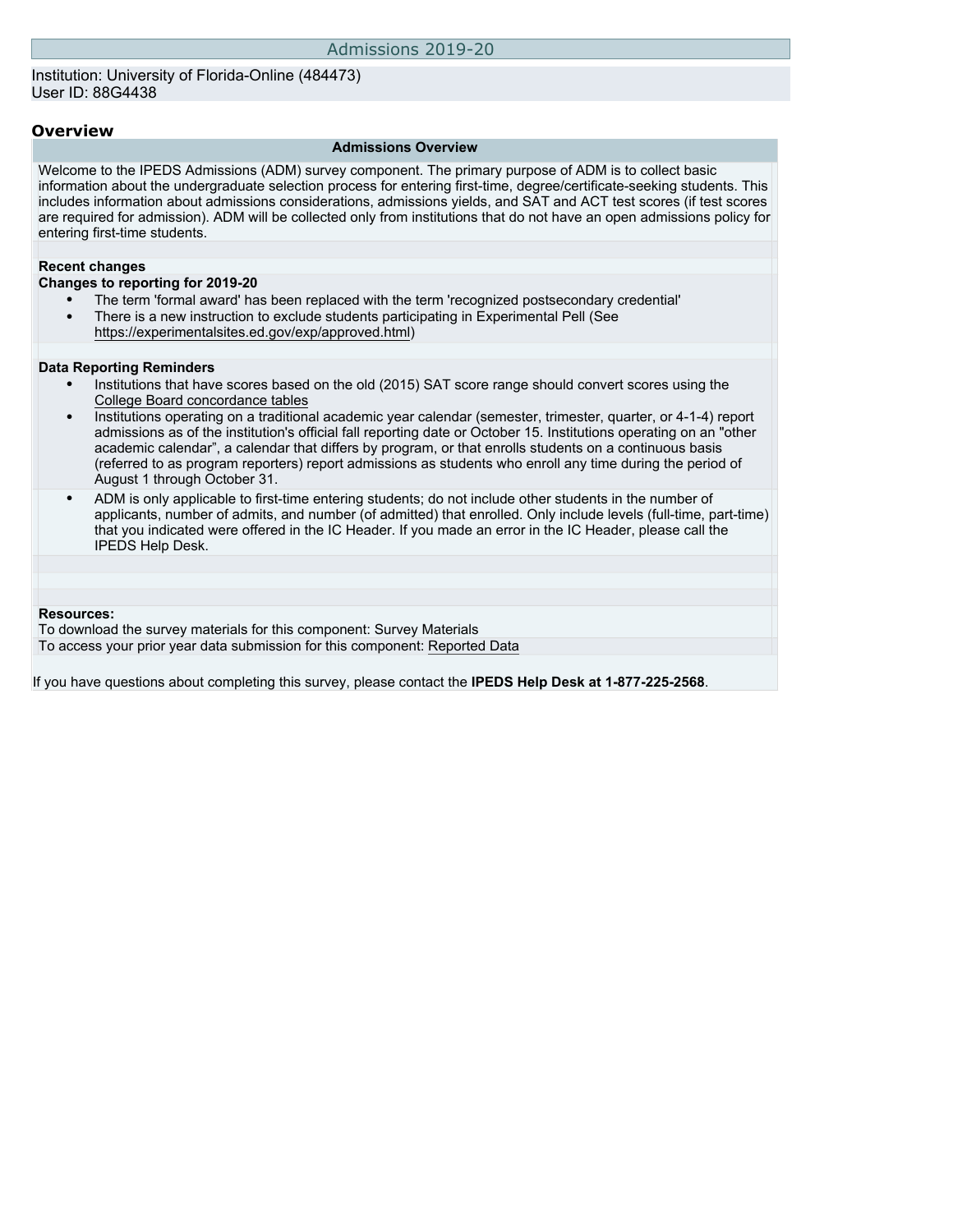# Admissions 2019-20

Institution: University of Florida-Online (484473)
User ID: 88G4438

## Overview

### Admissions Overview

Welcome to the IPEDS Admissions (ADM) survey component. The primary purpose of ADM is to collect basic information about the undergraduate selection process for entering first-time, degree/certificate-seeking students. This includes information about admissions considerations, admissions yields, and SAT and ACT test scores (if test scores are required for admission). ADM will be collected only from institutions that do not have an open admissions policy for entering first-time students.

**Recent changes**

**Changes to reporting for 2019-20**

- The term 'formal award' has been replaced with the term 'recognized postsecondary credential'
- There is a new instruction to exclude students participating in Experimental Pell (See https://experimentalsites.ed.gov/exp/approved.html)

**Data Reporting Reminders**

- Institutions that have scores based on the old (2015) SAT score range should convert scores using the College Board concordance tables
- Institutions operating on a traditional academic year calendar (semester, trimester, quarter, or 4-1-4) report admissions as of the institution's official fall reporting date or October 15. Institutions operating on an "other academic calendar", a calendar that differs by program, or that enrolls students on a continuous basis (referred to as program reporters) report admissions as students who enroll any time during the period of August 1 through October 31.
- ADM is only applicable to first-time entering students; do not include other students in the number of applicants, number of admits, and number (of admitted) that enrolled. Only include levels (full-time, part-time) that you indicated were offered in the IC Header. If you made an error in the IC Header, please call the IPEDS Help Desk.

**Resources:**

To download the survey materials for this component: Survey Materials

To access your prior year data submission for this component: Reported Data

If you have questions about completing this survey, please contact the **IPEDS Help Desk at 1-877-225-2568**.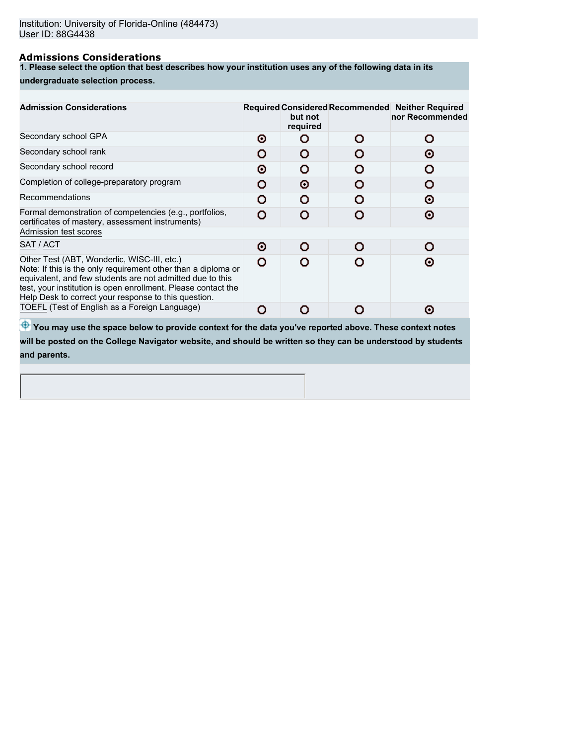Institution: University of Florida-Online (484473)
User ID: 88G4438

## Admissions Considerations

**1. Please select the option that best describes how your institution uses any of the following data in its undergraduate selection process.**

| Admission Considerations | Required | Considered but not required | Recommended | Neither Required nor Recommended |
|---|---|---|---|---|
| Secondary school GPA | ⦿ | ○ | ○ | ○ |
| Secondary school rank | ○ | ○ | ○ | ⦿ |
| Secondary school record | ⦿ | ○ | ○ | ○ |
| Completion of college-preparatory program | ○ | ⦿ | ○ | ○ |
| Recommendations | ○ | ○ | ○ | ⦿ |
| Formal demonstration of competencies (e.g., portfolios, certificates of mastery, assessment instruments) | ○ | ○ | ○ | ⦿ |
| Admission test scores | | | | |
| SAT / ACT | ⦿ | ○ | ○ | ○ |
| Other Test (ABT, Wonderlic, WISC-III, etc.) Note: If this is the only requirement other than a diploma or equivalent, and few students are not admitted due to this test, your institution is open enrollment. Please contact the Help Desk to correct your response to this question. | ○ | ○ | ○ | ⦿ |
| TOEFL (Test of English as a Foreign Language) | ○ | ○ | ○ | ⦿ |

**You may use the space below to provide context for the data you've reported above. These context notes will be posted on the College Navigator website, and should be written so they can be understood by students and parents.**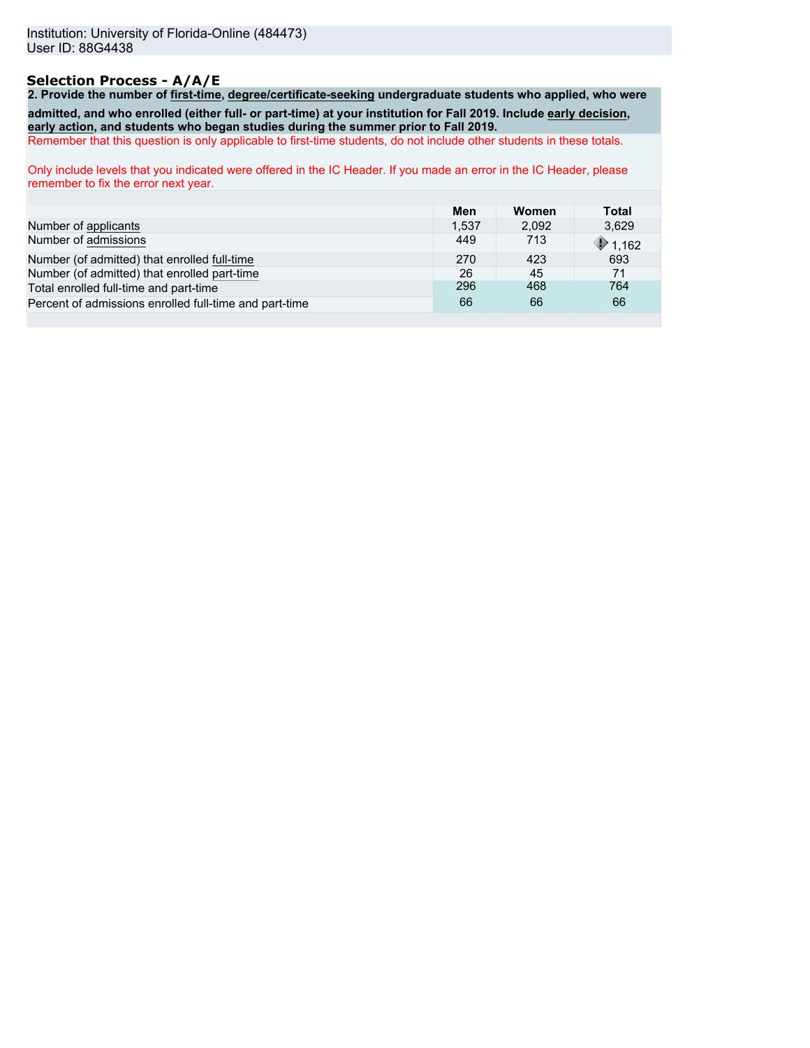Institution: University of Florida-Online (484473)
User ID: 88G4438

## Selection Process - A/A/E

**2. Provide the number of first-time, degree/certificate-seeking undergraduate students who applied, who were admitted, and who enrolled (either full- or part-time) at your institution for Fall 2019. Include early decision, early action, and students who began studies during the summer prior to Fall 2019.**

Remember that this question is only applicable to first-time students, do not include other students in these totals.

Only include levels that you indicated were offered in the IC Header. If you made an error in the IC Header, please remember to fix the error next year.

| | Men | Women | Total |
|---|---|---|---|
| Number of applicants | 1,537 | 2,092 | 3,629 |
| Number of admissions | 449 | 713 | 1,162 |
| Number (of admitted) that enrolled full-time | 270 | 423 | 693 |
| Number (of admitted) that enrolled part-time | 26 | 45 | 71 |
| Total enrolled full-time and part-time | 296 | 468 | 764 |
| Percent of admissions enrolled full-time and part-time | 66 | 66 | 66 |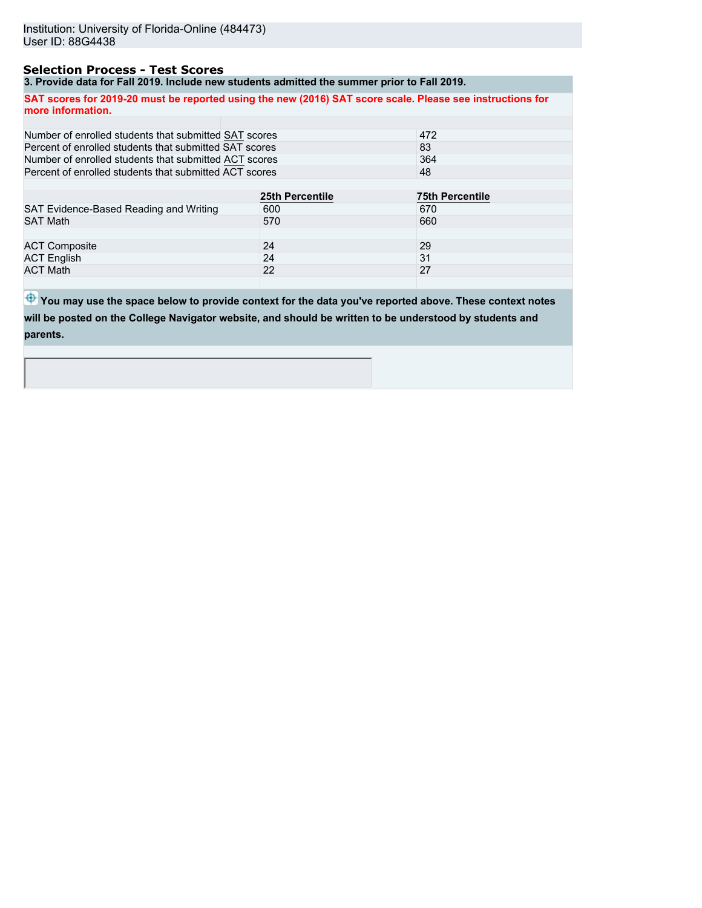Institution: University of Florida-Online (484473)
User ID: 88G4438

## Selection Process - Test Scores

**3. Provide data for Fall 2019. Include new students admitted the summer prior to Fall 2019.**

**SAT scores for 2019-20 must be reported using the new (2016) SAT score scale. Please see instructions for more information.**

| | |
|---|---|
| Number of enrolled students that submitted SAT scores | 472 |
| Percent of enrolled students that submitted SAT scores | 83 |
| Number of enrolled students that submitted ACT scores | 364 |
| Percent of enrolled students that submitted ACT scores | 48 |

| | 25th Percentile | 75th Percentile |
|---|---|---|
| SAT Evidence-Based Reading and Writing | 600 | 670 |
| SAT Math | 570 | 660 |
| | | |
| ACT Composite | 24 | 29 |
| ACT English | 24 | 31 |
| ACT Math | 22 | 27 |

**You may use the space below to provide context for the data you've reported above. These context notes will be posted on the College Navigator website, and should be written to be understood by students and parents.**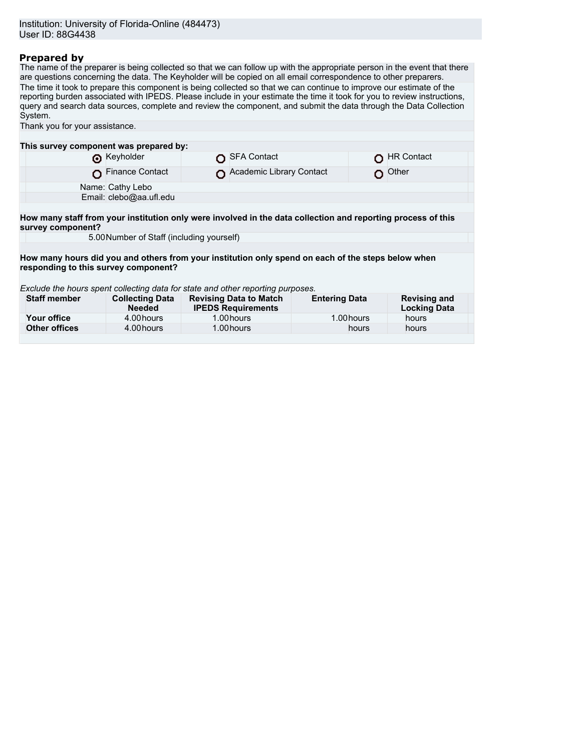Institution: University of Florida-Online (484473)
User ID: 88G4438

## Prepared by

The name of the preparer is being collected so that we can follow up with the appropriate person in the event that there are questions concerning the data. The Keyholder will be copied on all email correspondence to other preparers.

The time it took to prepare this component is being collected so that we can continue to improve our estimate of the reporting burden associated with IPEDS. Please include in your estimate the time it took for you to review instructions, query and search data sources, complete and review the component, and submit the data through the Data Collection System.

Thank you for your assistance.

**This survey component was prepared by:**

| | | |
|---|---|---|
| (•) Keyholder | ( ) SFA Contact | ( ) HR Contact |
| ( ) Finance Contact | ( ) Academic Library Contact | ( ) Other |

Name: Cathy Lebo
Email: clebo@aa.ufl.edu

**How many staff from your institution only were involved in the data collection and reporting process of this survey component?**

5.00 Number of Staff (including yourself)

**How many hours did you and others from your institution only spend on each of the steps below when responding to this survey component?**

*Exclude the hours spent collecting data for state and other reporting purposes.*

| Staff member | Collecting Data Needed | Revising Data to Match IPEDS Requirements | Entering Data | Revising and Locking Data |
|---|---|---|---|---|
| **Your office** | 4.00 hours | 1.00 hours | 1.00 hours | hours |
| **Other offices** | 4.00 hours | 1.00 hours | hours | hours |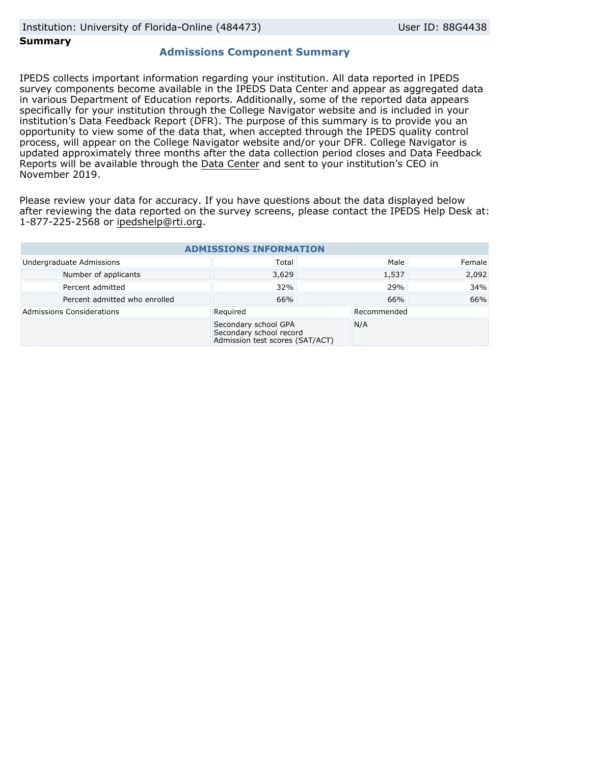Institution: University of Florida-Online (484473) User ID: 88G4438

**Summary**

## Admissions Component Summary

IPEDS collects important information regarding your institution. All data reported in IPEDS survey components become available in the IPEDS Data Center and appear as aggregated data in various Department of Education reports. Additionally, some of the reported data appears specifically for your institution through the College Navigator website and is included in your institution's Data Feedback Report (DFR). The purpose of this summary is to provide you an opportunity to view some of the data that, when accepted through the IPEDS quality control process, will appear on the College Navigator website and/or your DFR. College Navigator is updated approximately three months after the data collection period closes and Data Feedback Reports will be available through the Data Center and sent to your institution's CEO in November 2019.

Please review your data for accuracy. If you have questions about the data displayed below after reviewing the data reported on the survey screens, please contact the IPEDS Help Desk at: 1-877-225-2568 or ipedshelp@rti.org.

| ADMISSIONS INFORMATION | | | | |
|---|---|---|---|---|
| Undergraduate Admissions | | Total | Male | Female |
| | Number of applicants | 3,629 | 1,537 | 2,092 |
| | Percent admitted | 32% | 29% | 34% |
| | Percent admitted who enrolled | 66% | 66% | 66% |
| Admissions Considerations | | Required | Recommended | |
| | | Secondary school GPA<br>Secondary school record<br>Admission test scores (SAT/ACT) | N/A | |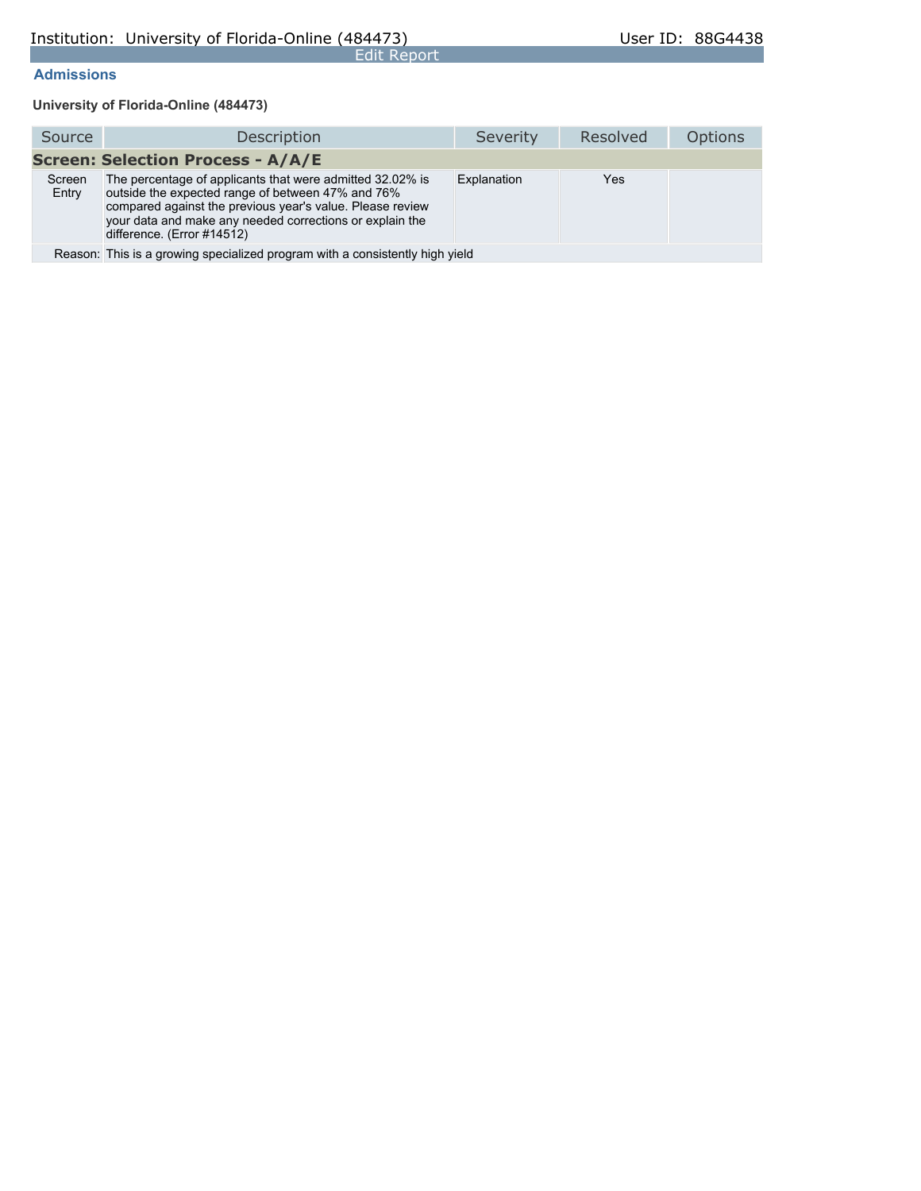Institution: University of Florida-Online (484473) User ID: 88G4438

Edit Report

## Admissions

**University of Florida-Online (484473)**

| Source | Description | Severity | Resolved | Options |
|---|---|---|---|---|
| **Screen: Selection Process - A/A/E** | | | | |
| Screen Entry | The percentage of applicants that were admitted 32.02% is outside the expected range of between 47% and 76% compared against the previous year's value. Please review your data and make any needed corrections or explain the difference. (Error #14512) | Explanation | Yes | |
| Reason: | This is a growing specialized program with a consistently high yield | | | |